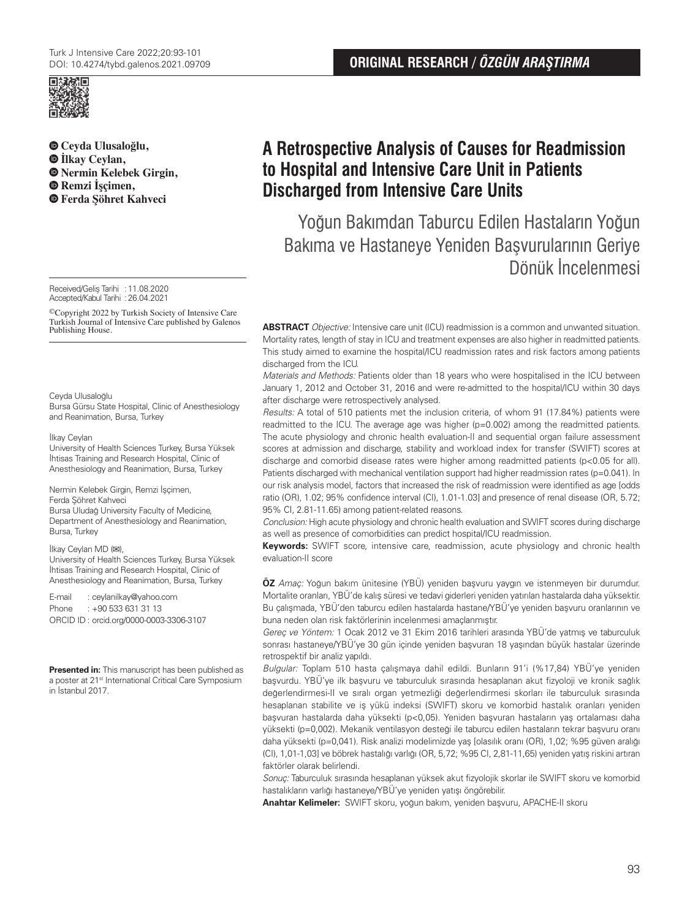ORIGINAL RESEARCH / *ÖZGÜN ARAŞTIRMA*

**Ceyda Ulusaloğlu,**
**İlkay Ceylan,**
**Nermin Kelebek Girgin,**
**Remzi İşçimen,**
**Ferda Şöhret Kahveci**

# A Retrospective Analysis of Causes for Readmission to Hospital and Intensive Care Unit in Patients Discharged from Intensive Care Units

## Yoğun Bakımdan Taburcu Edilen Hastaların Yoğun Bakıma ve Hastaneye Yeniden Başvurularının Geriye Dönük İncelenmesi

Received/Geliş Tarihi : 11.08.2020
Accepted/Kabul Tarihi : 26.04.2021

©Copyright 2022 by Turkish Society of Intensive Care
Turkish Journal of Intensive Care published by Galenos Publishing House.

Ceyda Ulusaloğlu
Bursa Gürsu State Hospital, Clinic of Anesthesiology and Reanimation, Bursa, Turkey

İlkay Ceylan
University of Health Sciences Turkey, Bursa Yüksek İhtisas Training and Research Hospital, Clinic of Anesthesiology and Reanimation, Bursa, Turkey

Nermin Kelebek Girgin, Remzi İşçimen, Ferda Şöhret Kahveci
Bursa Uludağ University Faculty of Medicine, Department of Anesthesiology and Reanimation, Bursa, Turkey

İlkay Ceylan MD (✉),
University of Health Sciences Turkey, Bursa Yüksek İhtisas Training and Research Hospital, Clinic of Anesthesiology and Reanimation, Bursa, Turkey

E-mail : ceylanilkay@yahoo.com
Phone : +90 533 631 31 13
ORCID ID : orcid.org/0000-0003-3306-3107

**Presented in:** This manuscript has been published as a poster at 21[st] International Critical Care Symposium in İstanbul 2017.

**ABSTRACT** *Objective:* Intensive care unit (ICU) readmission is a common and unwanted situation. Mortality rates, length of stay in ICU and treatment expenses are also higher in readmitted patients. This study aimed to examine the hospital/ICU readmission rates and risk factors among patients discharged from the ICU.

*Materials and Methods:* Patients older than 18 years who were hospitalised in the ICU between January 1, 2012 and October 31, 2016 and were re-admitted to the hospital/ICU within 30 days after discharge were retrospectively analysed.

*Results:* A total of 510 patients met the inclusion criteria, of whom 91 (17.84%) patients were readmitted to the ICU. The average age was higher (p=0.002) among the readmitted patients. The acute physiology and chronic health evaluation-II and sequential organ failure assessment scores at admission and discharge, stability and workload index for transfer (SWIFT) scores at discharge and comorbid disease rates were higher among readmitted patients (p<0.05 for all). Patients discharged with mechanical ventilation support had higher readmission rates (p=0.041). In our risk analysis model, factors that increased the risk of readmission were identified as age [odds ratio (OR), 1.02; 95% confidence interval (CI), 1.01-1.03] and presence of renal disease (OR, 5.72; 95% CI, 2.81-11.65) among patient-related reasons.

*Conclusion:* High acute physiology and chronic health evaluation and SWIFT scores during discharge as well as presence of comorbidities can predict hospital/ICU readmission.

**Keywords:** SWIFT score, intensive care, readmission, acute physiology and chronic health evaluation-II score

**ÖZ** *Amaç:* Yoğun bakım ünitesine (YBÜ) yeniden başvuru yaygın ve istenmeyen bir durumdur. Mortalite oranları, YBÜ'de kalış süresi ve tedavi giderleri yeniden yatırılan hastalarda daha yüksektir. Bu çalışmada, YBÜ'den taburcu edilen hastalarda hastane/YBÜ'ye yeniden başvuru oranlarının ve buna neden olan risk faktörlerinin incelenmesi amaçlanmıştır.

*Gereç ve Yöntem:* 1 Ocak 2012 ve 31 Ekim 2016 tarihleri arasında YBÜ'de yatmış ve taburculuk sonrası hastaneye/YBÜ'ye 30 gün içinde yeniden başvuran 18 yaşından büyük hastalar üzerinde retrospektif bir analiz yapıldı.

*Bulgular:* Toplam 510 hasta çalışmaya dahil edildi. Bunların 91'i (%17,84) YBÜ'ye yeniden başvurdu. YBÜ'ye ilk başvuru ve taburculuk sırasında hesaplanan akut fizyoloji ve kronik sağlık değerlendirmesi-II ve sıralı organ yetmezliği değerlendirmesi skorları ile taburculuk sırasında hesaplanan stabilite ve iş yükü indeksi (SWIFT) skoru ve komorbid hastalık oranları yeniden başvuran hastalarda daha yüksekti (p<0,05). Yeniden başvuran hastaların yaş ortalaması daha yüksekti (p=0,002). Mekanik ventilasyon desteği ile taburcu edilen hastaların tekrar başvuru oranı daha yüksekti (p=0,041). Risk analizi modelimizde yaş [olasılık oranı (OR), 1,02; %95 güven aralığı (CI), 1,01-1,03] ve böbrek hastalığı varlığı (OR, 5,72; %95 CI, 2,81-11,65) yeniden yatış riskini artıran faktörler olarak belirlendi.

*Sonuç:* Taburculuk sırasında hesaplanan yüksek akut fizyolojik skorlar ile SWIFT skoru ve komorbid hastalıkların varlığı hastaneye/YBÜ'ye yeniden yatışı öngörebilir.

**Anahtar Kelimeler:** SWIFT skoru, yoğun bakım, yeniden başvuru, APACHE-II skoru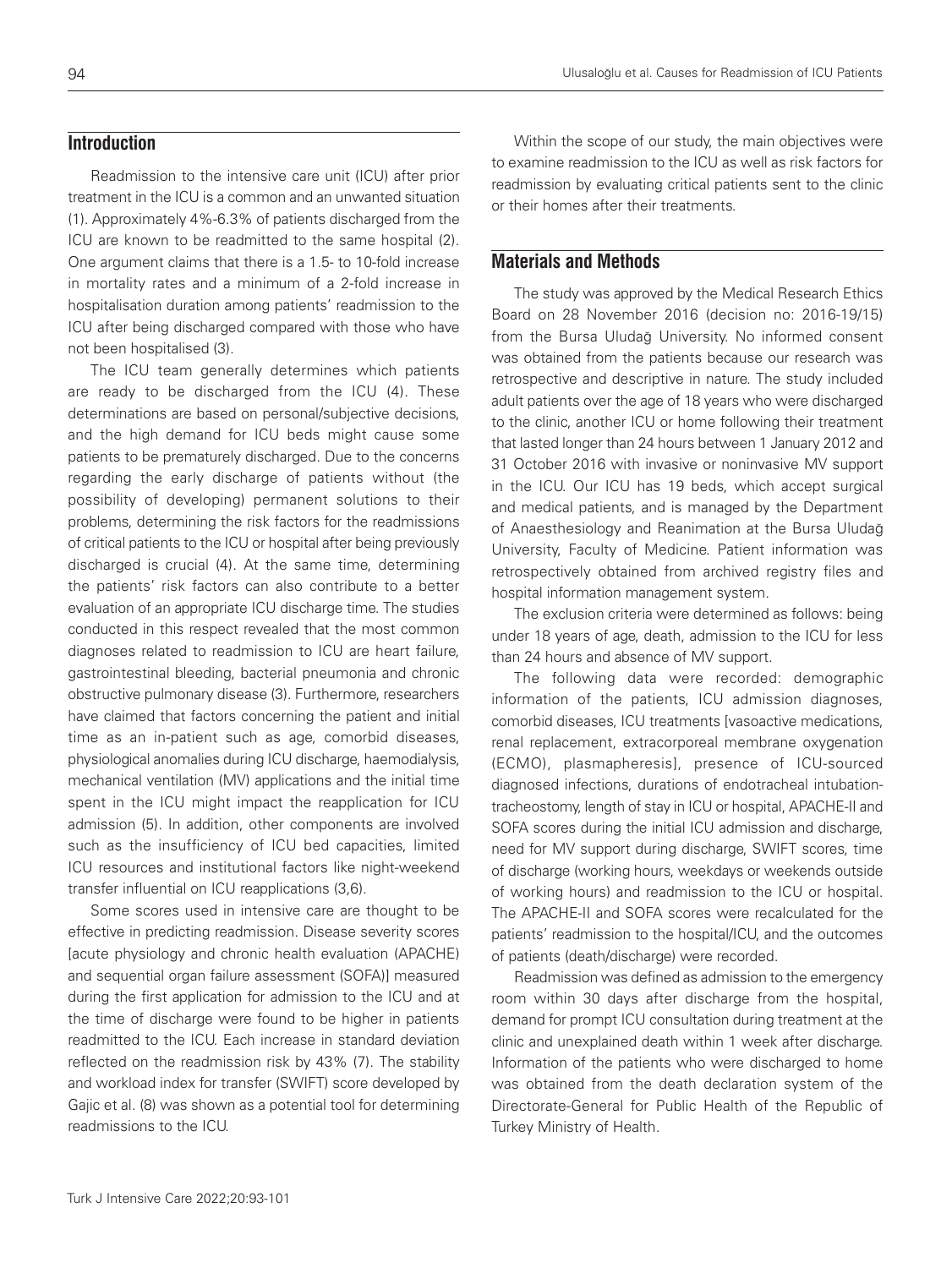## Introduction

Readmission to the intensive care unit (ICU) after prior treatment in the ICU is a common and an unwanted situation (1). Approximately 4%-6.3% of patients discharged from the ICU are known to be readmitted to the same hospital (2). One argument claims that there is a 1.5- to 10-fold increase in mortality rates and a minimum of a 2-fold increase in hospitalisation duration among patients' readmission to the ICU after being discharged compared with those who have not been hospitalised (3).

The ICU team generally determines which patients are ready to be discharged from the ICU (4). These determinations are based on personal/subjective decisions, and the high demand for ICU beds might cause some patients to be prematurely discharged. Due to the concerns regarding the early discharge of patients without (the possibility of developing) permanent solutions to their problems, determining the risk factors for the readmissions of critical patients to the ICU or hospital after being previously discharged is crucial (4). At the same time, determining the patients' risk factors can also contribute to a better evaluation of an appropriate ICU discharge time. The studies conducted in this respect revealed that the most common diagnoses related to readmission to ICU are heart failure, gastrointestinal bleeding, bacterial pneumonia and chronic obstructive pulmonary disease (3). Furthermore, researchers have claimed that factors concerning the patient and initial time as an in-patient such as age, comorbid diseases, physiological anomalies during ICU discharge, haemodialysis, mechanical ventilation (MV) applications and the initial time spent in the ICU might impact the reapplication for ICU admission (5). In addition, other components are involved such as the insufficiency of ICU bed capacities, limited ICU resources and institutional factors like night-weekend transfer influential on ICU reapplications (3,6).

Some scores used in intensive care are thought to be effective in predicting readmission. Disease severity scores [acute physiology and chronic health evaluation (APACHE) and sequential organ failure assessment (SOFA)] measured during the first application for admission to the ICU and at the time of discharge were found to be higher in patients readmitted to the ICU. Each increase in standard deviation reflected on the readmission risk by 43% (7). The stability and workload index for transfer (SWIFT) score developed by Gajic et al. (8) was shown as a potential tool for determining readmissions to the ICU.

Within the scope of our study, the main objectives were to examine readmission to the ICU as well as risk factors for readmission by evaluating critical patients sent to the clinic or their homes after their treatments.

## Materials and Methods

The study was approved by the Medical Research Ethics Board on 28 November 2016 (decision no: 2016-19/15) from the Bursa Uludağ University. No informed consent was obtained from the patients because our research was retrospective and descriptive in nature. The study included adult patients over the age of 18 years who were discharged to the clinic, another ICU or home following their treatment that lasted longer than 24 hours between 1 January 2012 and 31 October 2016 with invasive or noninvasive MV support in the ICU. Our ICU has 19 beds, which accept surgical and medical patients, and is managed by the Department of Anaesthesiology and Reanimation at the Bursa Uludağ University, Faculty of Medicine. Patient information was retrospectively obtained from archived registry files and hospital information management system.

The exclusion criteria were determined as follows: being under 18 years of age, death, admission to the ICU for less than 24 hours and absence of MV support.

The following data were recorded: demographic information of the patients, ICU admission diagnoses, comorbid diseases, ICU treatments [vasoactive medications, renal replacement, extracorporeal membrane oxygenation (ECMO), plasmapheresis], presence of ICU-sourced diagnosed infections, durations of endotracheal intubation-tracheostomy, length of stay in ICU or hospital, APACHE-II and SOFA scores during the initial ICU admission and discharge, need for MV support during discharge, SWIFT scores, time of discharge (working hours, weekdays or weekends outside of working hours) and readmission to the ICU or hospital. The APACHE-II and SOFA scores were recalculated for the patients' readmission to the hospital/ICU, and the outcomes of patients (death/discharge) were recorded.

Readmission was defined as admission to the emergency room within 30 days after discharge from the hospital, demand for prompt ICU consultation during treatment at the clinic and unexplained death within 1 week after discharge. Information of the patients who were discharged to home was obtained from the death declaration system of the Directorate-General for Public Health of the Republic of Turkey Ministry of Health.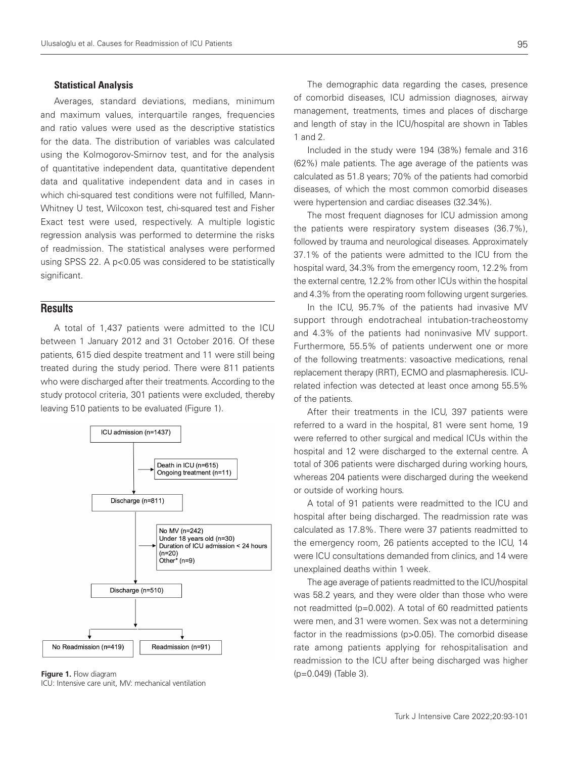### Statistical Analysis

Averages, standard deviations, medians, minimum and maximum values, interquartile ranges, frequencies and ratio values were used as the descriptive statistics for the data. The distribution of variables was calculated using the Kolmogorov-Smirnov test, and for the analysis of quantitative independent data, quantitative dependent data and qualitative independent data and in cases in which chi-squared test conditions were not fulfilled, Mann-Whitney U test, Wilcoxon test, chi-squared test and Fisher Exact test were used, respectively. A multiple logistic regression analysis was performed to determine the risks of readmission. The statistical analyses were performed using SPSS 22. A $p<0.05$ was considered to be statistically significant.

## Results

A total of 1,437 patients were admitted to the ICU between 1 January 2012 and 31 October 2016. Of these patients, 615 died despite treatment and 11 were still being treated during the study period. There were 811 patients who were discharged after their treatments. According to the study protocol criteria, 301 patients were excluded, thereby leaving 510 patients to be evaluated (Figure 1).

ICU admission (n=1437)

Death in ICU (n=615)
Ongoing treatment (n=11)

Discharge (n=811)

No MV (n=242)
Under 18 years old (n=30)
Duration of ICU admission < 24 hours (n=20)
Other* (n=9)

Discharge (n=510)

No Readmission (n=419) | Readmission (n=91)

**Figure 1.** Flow diagram
ICU: Intensive care unit, MV: mechanical ventilation

The demographic data regarding the cases, presence of comorbid diseases, ICU admission diagnoses, airway management, treatments, times and places of discharge and length of stay in the ICU/hospital are shown in Tables 1 and 2.

Included in the study were 194 (38%) female and 316 (62%) male patients. The age average of the patients was calculated as 51.8 years; 70% of the patients had comorbid diseases, of which the most common comorbid diseases were hypertension and cardiac diseases (32.34%).

The most frequent diagnoses for ICU admission among the patients were respiratory system diseases (36.7%), followed by trauma and neurological diseases. Approximately 37.1% of the patients were admitted to the ICU from the hospital ward, 34.3% from the emergency room, 12.2% from the external centre, 12.2% from other ICUs within the hospital and 4.3% from the operating room following urgent surgeries.

In the ICU, 95.7% of the patients had invasive MV support through endotracheal intubation-tracheostomy and 4.3% of the patients had noninvasive MV support. Furthermore, 55.5% of patients underwent one or more of the following treatments: vasoactive medications, renal replacement therapy (RRT), ECMO and plasmapheresis. ICU-related infection was detected at least once among 55.5% of the patients.

After their treatments in the ICU, 397 patients were referred to a ward in the hospital, 81 were sent home, 19 were referred to other surgical and medical ICUs within the hospital and 12 were discharged to the external centre. A total of 306 patients were discharged during working hours, whereas 204 patients were discharged during the weekend or outside of working hours.

A total of 91 patients were readmitted to the ICU and hospital after being discharged. The readmission rate was calculated as 17.8%. There were 37 patients readmitted to the emergency room, 26 patients accepted to the ICU, 14 were ICU consultations demanded from clinics, and 14 were unexplained deaths within 1 week.

The age average of patients readmitted to the ICU/hospital was 58.2 years, and they were older than those who were not readmitted ($p=0.002$). A total of 60 readmitted patients were men, and 31 were women. Sex was not a determining factor in the readmissions ($p>0.05$). The comorbid disease rate among patients applying for rehospitalisation and readmission to the ICU after being discharged was higher ($p=0.049$) (Table 3).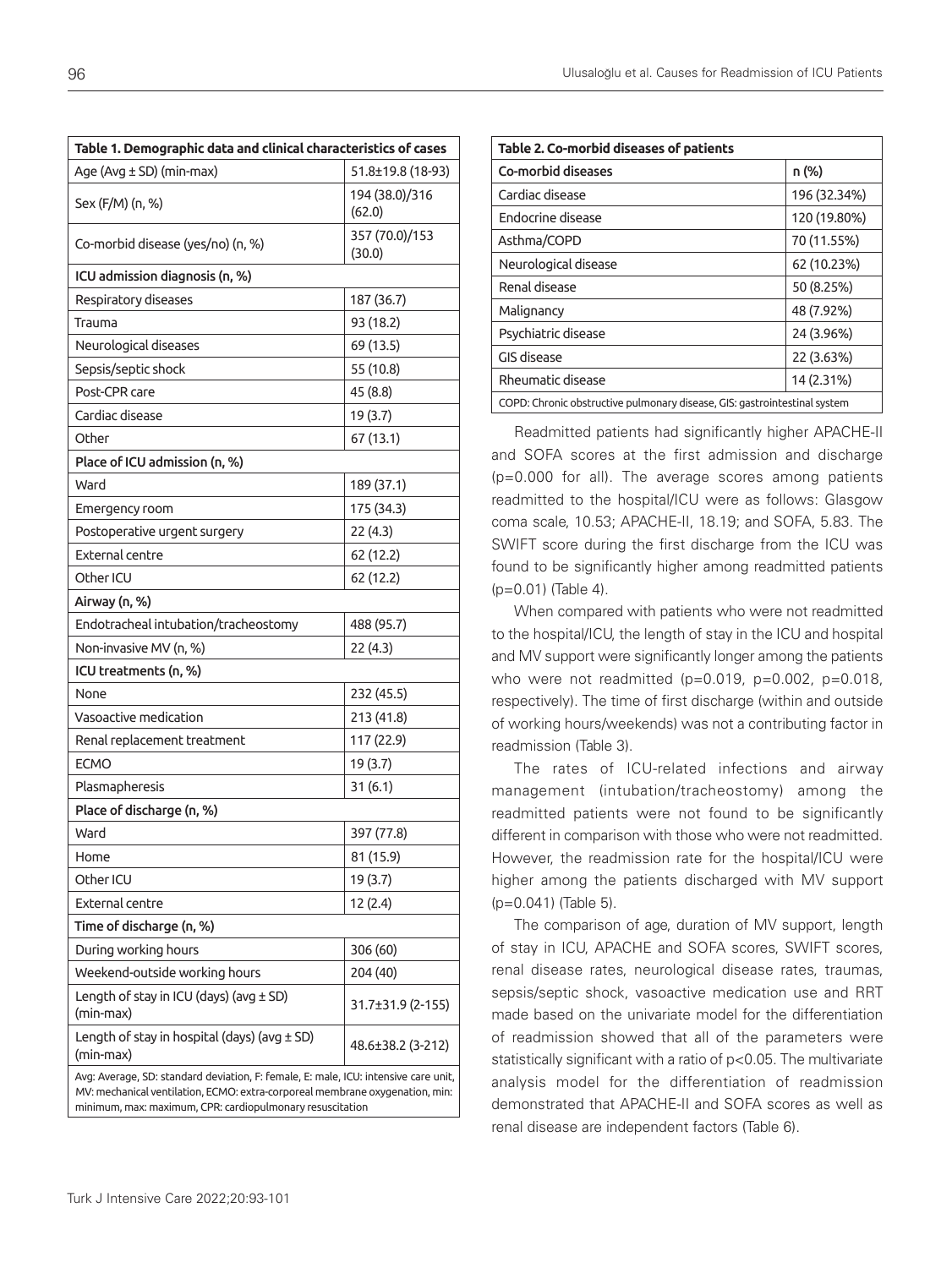**Table 1. Demographic data and clinical characteristics of cases**

| | |
|---|---|
| Age (Avg ± SD) (min-max) | 51.8±19.8 (18-93) |
| Sex (F/M) (n, %) | 194 (38.0)/316 (62.0) |
| Co-morbid disease (yes/no) (n, %) | 357 (70.0)/153 (30.0) |
| **ICU admission diagnosis (n, %)** | |
| Respiratory diseases | 187 (36.7) |
| Trauma | 93 (18.2) |
| Neurological diseases | 69 (13.5) |
| Sepsis/septic shock | 55 (10.8) |
| Post-CPR care | 45 (8.8) |
| Cardiac disease | 19 (3.7) |
| Other | 67 (13.1) |
| **Place of ICU admission (n, %)** | |
| Ward | 189 (37.1) |
| Emergency room | 175 (34.3) |
| Postoperative urgent surgery | 22 (4.3) |
| External centre | 62 (12.2) |
| Other ICU | 62 (12.2) |
| **Airway (n, %)** | |
| Endotracheal intubation/tracheostomy | 488 (95.7) |
| Non-invasive MV (n, %) | 22 (4.3) |
| **ICU treatments (n, %)** | |
| None | 232 (45.5) |
| Vasoactive medication | 213 (41.8) |
| Renal replacement treatment | 117 (22.9) |
| ECMO | 19 (3.7) |
| Plasmapheresis | 31 (6.1) |
| **Place of discharge (n, %)** | |
| Ward | 397 (77.8) |
| Home | 81 (15.9) |
| Other ICU | 19 (3.7) |
| External centre | 12 (2.4) |
| **Time of discharge (n, %)** | |
| During working hours | 306 (60) |
| Weekend-outside working hours | 204 (40) |
| Length of stay in ICU (days) (avg ± SD) (min-max) | 31.7±31.9 (2-155) |
| Length of stay in hospital (days) (avg ± SD) (min-max) | 48.6±38.2 (3-212) |

Avg: Average, SD: standard deviation, F: female, E: male, ICU: intensive care unit, MV: mechanical ventilation, ECMO: extra-corporeal membrane oxygenation, min: minimum, max: maximum, CPR: cardiopulmonary resuscitation

**Table 2. Co-morbid diseases of patients**

| Co-morbid diseases | n (%) |
|---|---|
| Cardiac disease | 196 (32.34%) |
| Endocrine disease | 120 (19.80%) |
| Asthma/COPD | 70 (11.55%) |
| Neurological disease | 62 (10.23%) |
| Renal disease | 50 (8.25%) |
| Malignancy | 48 (7.92%) |
| Psychiatric disease | 24 (3.96%) |
| GIS disease | 22 (3.63%) |
| Rheumatic disease | 14 (2.31%) |

COPD: Chronic obstructive pulmonary disease, GIS: gastrointestinal system

Readmitted patients had significantly higher APACHE-II and SOFA scores at the first admission and discharge ($p=0.000$ for all). The average scores among patients readmitted to the hospital/ICU were as follows: Glasgow coma scale, 10.53; APACHE-II, 18.19; and SOFA, 5.83. The SWIFT score during the first discharge from the ICU was found to be significantly higher among readmitted patients ($p=0.01$) (Table 4).

When compared with patients who were not readmitted to the hospital/ICU, the length of stay in the ICU and hospital and MV support were significantly longer among the patients who were not readmitted ($p=0.019$, $p=0.002$, $p=0.018$, respectively). The time of first discharge (within and outside of working hours/weekends) was not a contributing factor in readmission (Table 3).

The rates of ICU-related infections and airway management (intubation/tracheostomy) among the readmitted patients were not found to be significantly different in comparison with those who were not readmitted. However, the readmission rate for the hospital/ICU were higher among the patients discharged with MV support ($p=0.041$) (Table 5).

The comparison of age, duration of MV support, length of stay in ICU, APACHE and SOFA scores, SWIFT scores, renal disease rates, neurological disease rates, traumas, sepsis/septic shock, vasoactive medication use and RRT made based on the univariate model for the differentiation of readmission showed that all of the parameters were statistically significant with a ratio of $p<0.05$. The multivariate analysis model for the differentiation of readmission demonstrated that APACHE-II and SOFA scores as well as renal disease are independent factors (Table 6).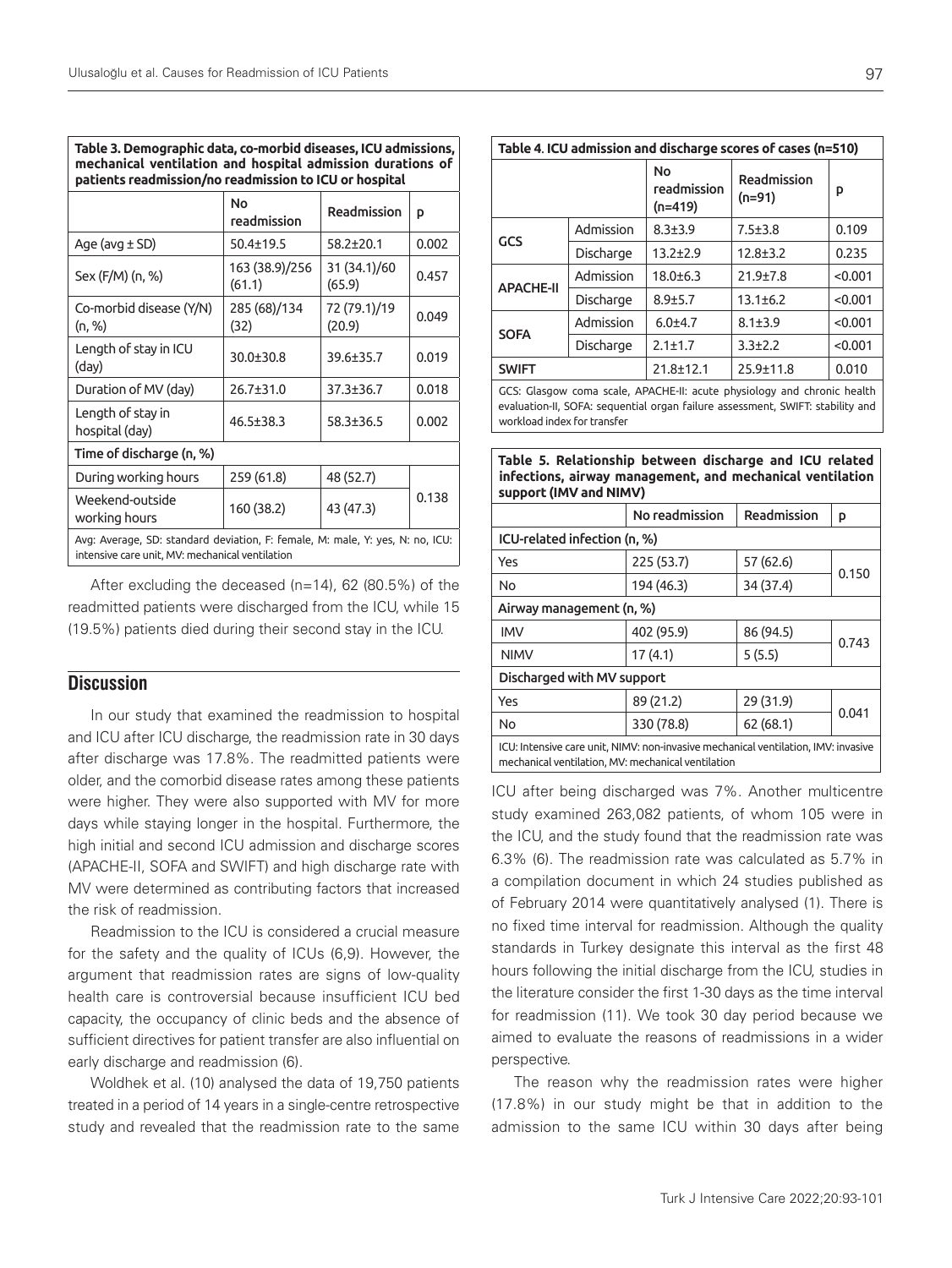**Table 3. Demographic data, co-morbid diseases, ICU admissions, mechanical ventilation and hospital admission durations of patients readmission/no readmission to ICU or hospital**

| | No readmission | Readmission | p |
|---|---|---|---|
| Age (avg ± SD) | 50.4±19.5 | 58.2±20.1 | 0.002 |
| Sex (F/M) (n, %) | 163 (38.9)/256 (61.1) | 31 (34.1)/60 (65.9) | 0.457 |
| Co-morbid disease (Y/N) (n, %) | 285 (68)/134 (32) | 72 (79.1)/19 (20.9) | 0.049 |
| Length of stay in ICU (day) | 30.0±30.8 | 39.6±35.7 | 0.019 |
| Duration of MV (day) | 26.7±31.0 | 37.3±36.7 | 0.018 |
| Length of stay in hospital (day) | 46.5±38.3 | 58.3±36.5 | 0.002 |
| **Time of discharge (n, %)** | | | |
| During working hours | 259 (61.8) | 48 (52.7) | 0.138 |
| Weekend-outside working hours | 160 (38.2) | 43 (47.3) | |

Avg: Average, SD: standard deviation, F: female, M: male, Y: yes, N: no, ICU: intensive care unit, MV: mechanical ventilation

After excluding the deceased (n=14), 62 (80.5%) of the readmitted patients were discharged from the ICU, while 15 (19.5%) patients died during their second stay in the ICU.

## Discussion

In our study that examined the readmission to hospital and ICU after ICU discharge, the readmission rate in 30 days after discharge was 17.8%. The readmitted patients were older, and the comorbid disease rates among these patients were higher. They were also supported with MV for more days while staying longer in the hospital. Furthermore, the high initial and second ICU admission and discharge scores (APACHE-II, SOFA and SWIFT) and high discharge rate with MV were determined as contributing factors that increased the risk of readmission.

Readmission to the ICU is considered a crucial measure for the safety and the quality of ICUs (6,9). However, the argument that readmission rates are signs of low-quality health care is controversial because insufficient ICU bed capacity, the occupancy of clinic beds and the absence of sufficient directives for patient transfer are also influential on early discharge and readmission (6).

Woldhek et al. (10) analysed the data of 19,750 patients treated in a period of 14 years in a single-centre retrospective study and revealed that the readmission rate to the same ICU after being discharged was 7%. Another multicentre study examined 263,082 patients, of whom 105 were in the ICU, and the study found that the readmission rate was 6.3% (6). The readmission rate was calculated as 5.7% in a compilation document in which 24 studies published as of February 2014 were quantitatively analysed (1). There is no fixed time interval for readmission. Although the quality standards in Turkey designate this interval as the first 48 hours following the initial discharge from the ICU, studies in the literature consider the first 1-30 days as the time interval for readmission (11). We took 30 day period because we aimed to evaluate the reasons of readmissions in a wider perspective.

**Table 4. ICU admission and discharge scores of cases (n=510)**

| | | No readmission (n=419) | Readmission (n=91) | p |
|---|---|---|---|---|
| GCS | Admission | 8.3±3.9 | 7.5±3.8 | 0.109 |
| | Discharge | 13.2±2.9 | 12.8±3.2 | 0.235 |
| APACHE-II | Admission | 18.0±6.3 | 21.9±7.8 | <0.001 |
| | Discharge | 8.9±5.7 | 13.1±6.2 | <0.001 |
| SOFA | Admission | 6.0±4.7 | 8.1±3.9 | <0.001 |
| | Discharge | 2.1±1.7 | 3.3±2.2 | <0.001 |
| SWIFT | | 21.8±12.1 | 25.9±11.8 | 0.010 |

GCS: Glasgow coma scale, APACHE-II: acute physiology and chronic health evaluation-II, SOFA: sequential organ failure assessment, SWIFT: stability and workload index for transfer

**Table 5. Relationship between discharge and ICU related infections, airway management, and mechanical ventilation support (IMV and NIMV)**

| | No readmission | Readmission | p |
|---|---|---|---|
| **ICU-related infection (n, %)** | | | |
| Yes | 225 (53.7) | 57 (62.6) | 0.150 |
| No | 194 (46.3) | 34 (37.4) | |
| **Airway management (n, %)** | | | |
| IMV | 402 (95.9) | 86 (94.5) | 0.743 |
| NIMV | 17 (4.1) | 5 (5.5) | |
| **Discharged with MV support** | | | |
| Yes | 89 (21.2) | 29 (31.9) | 0.041 |
| No | 330 (78.8) | 62 (68.1) | |

ICU: Intensive care unit, NIMV: non-invasive mechanical ventilation, IMV: invasive mechanical ventilation, MV: mechanical ventilation

The reason why the readmission rates were higher (17.8%) in our study might be that in addition to the admission to the same ICU within 30 days after being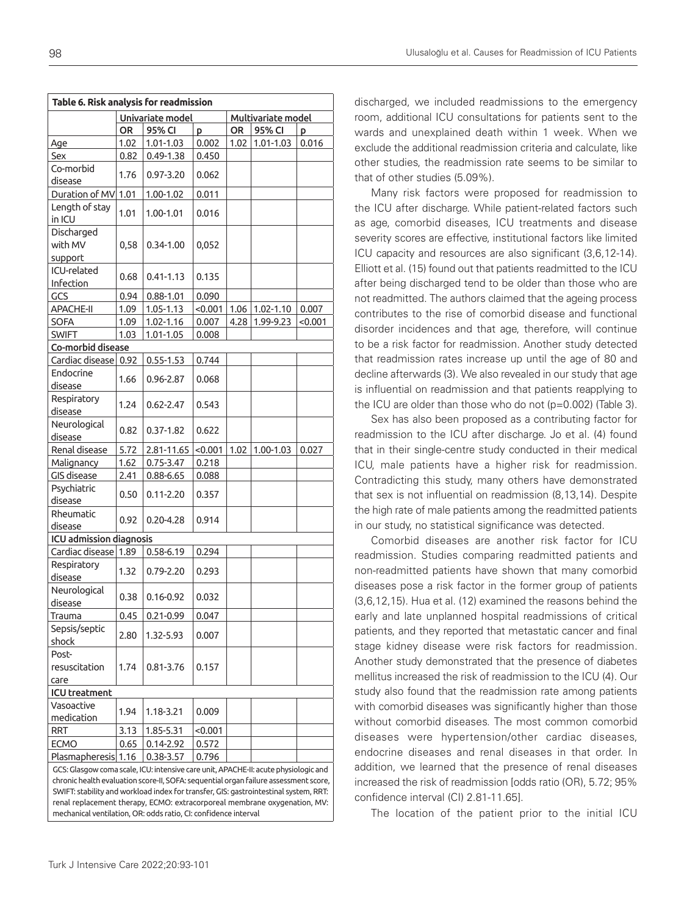**Table 6. Risk analysis for readmission**

| | Univariate model | | | Multivariate model | | |
|---|---|---|---|---|---|---|
| | OR | 95% CI | p | OR | 95% CI | p |
| Age | 1.02 | 1.01-1.03 | 0.002 | 1.02 | 1.01-1.03 | 0.016 |
| Sex | 0.82 | 0.49-1.38 | 0.450 | | | |
| Co-morbid disease | 1.76 | 0.97-3.20 | 0.062 | | | |
| Duration of MV | 1.01 | 1.00-1.02 | 0.011 | | | |
| Length of stay in ICU | 1.01 | 1.00-1.01 | 0.016 | | | |
| Discharged with MV support | 0,58 | 0.34-1.00 | 0,052 | | | |
| ICU-related Infection | 0.68 | 0.41-1.13 | 0.135 | | | |
| GCS | 0.94 | 0.88-1.01 | 0.090 | | | |
| APACHE-II | 1.09 | 1.05-1.13 | <0.001 | 1.06 | 1.02-1.10 | 0.007 |
| SOFA | 1.09 | 1.02-1.16 | 0.007 | 4.28 | 1.99-9.23 | <0.001 |
| SWIFT | 1.03 | 1.01-1.05 | 0.008 | | | |
| **Co-morbid disease** | | | | | | |
| Cardiac disease | 0.92 | 0.55-1.53 | 0.744 | | | |
| Endocrine disease | 1.66 | 0.96-2.87 | 0.068 | | | |
| Respiratory disease | 1.24 | 0.62-2.47 | 0.543 | | | |
| Neurological disease | 0.82 | 0.37-1.82 | 0.622 | | | |
| Renal disease | 5.72 | 2.81-11.65 | <0.001 | 1.02 | 1.00-1.03 | 0.027 |
| Malignancy | 1.62 | 0.75-3.47 | 0.218 | | | |
| GIS disease | 2.41 | 0.88-6.65 | 0.088 | | | |
| Psychiatric disease | 0.50 | 0.11-2.20 | 0.357 | | | |
| Rheumatic disease | 0.92 | 0.20-4.28 | 0.914 | | | |
| **ICU admission diagnosis** | | | | | | |
| Cardiac disease | 1.89 | 0.58-6.19 | 0.294 | | | |
| Respiratory disease | 1.32 | 0.79-2.20 | 0.293 | | | |
| Neurological disease | 0.38 | 0.16-0.92 | 0.032 | | | |
| Trauma | 0.45 | 0.21-0.99 | 0.047 | | | |
| Sepsis/septic shock | 2.80 | 1.32-5.93 | 0.007 | | | |
| Post-resuscitation care | 1.74 | 0.81-3.76 | 0.157 | | | |
| **ICU treatment** | | | | | | |
| Vasoactive medication | 1.94 | 1.18-3.21 | 0.009 | | | |
| RRT | 3.13 | 1.85-5.31 | <0.001 | | | |
| ECMO | 0.65 | 0.14-2.92 | 0.572 | | | |
| Plasmapheresis | 1.16 | 0.38-3.57 | 0.796 | | | |

GCS: Glasgow coma scale, ICU: intensive care unit, APACHE-II: acute physiologic and chronic health evaluation score-II, SOFA: sequential organ failure assessment score, SWIFT: stability and workload index for transfer, GIS: gastrointestinal system, RRT: renal replacement therapy, ECMO: extracorporeal membrane oxygenation, MV: mechanical ventilation, OR: odds ratio, CI: confidence interval

discharged, we included readmissions to the emergency room, additional ICU consultations for patients sent to the wards and unexplained death within 1 week. When we exclude the additional readmission criteria and calculate, like other studies, the readmission rate seems to be similar to that of other studies (5.09%).

Many risk factors were proposed for readmission to the ICU after discharge. While patient-related factors such as age, comorbid diseases, ICU treatments and disease severity scores are effective, institutional factors like limited ICU capacity and resources are also significant (3,6,12-14). Elliott et al. (15) found out that patients readmitted to the ICU after being discharged tend to be older than those who are not readmitted. The authors claimed that the ageing process contributes to the rise of comorbid disease and functional disorder incidences and that age, therefore, will continue to be a risk factor for readmission. Another study detected that readmission rates increase up until the age of 80 and decline afterwards (3). We also revealed in our study that age is influential on readmission and that patients reapplying to the ICU are older than those who do not (p=0.002) (Table 3).

Sex has also been proposed as a contributing factor for readmission to the ICU after discharge. Jo et al. (4) found that in their single-centre study conducted in their medical ICU, male patients have a higher risk for readmission. Contradicting this study, many others have demonstrated that sex is not influential on readmission (8,13,14). Despite the high rate of male patients among the readmitted patients in our study, no statistical significance was detected.

Comorbid diseases are another risk factor for ICU readmission. Studies comparing readmitted patients and non-readmitted patients have shown that many comorbid diseases pose a risk factor in the former group of patients (3,6,12,15). Hua et al. (12) examined the reasons behind the early and late unplanned hospital readmissions of critical patients, and they reported that metastatic cancer and final stage kidney disease were risk factors for readmission. Another study demonstrated that the presence of diabetes mellitus increased the risk of readmission to the ICU (4). Our study also found that the readmission rate among patients with comorbid diseases was significantly higher than those without comorbid diseases. The most common comorbid diseases were hypertension/other cardiac diseases, endocrine diseases and renal diseases in that order. In addition, we learned that the presence of renal diseases increased the risk of readmission [odds ratio (OR), 5.72; 95% confidence interval (CI) 2.81-11.65].

The location of the patient prior to the initial ICU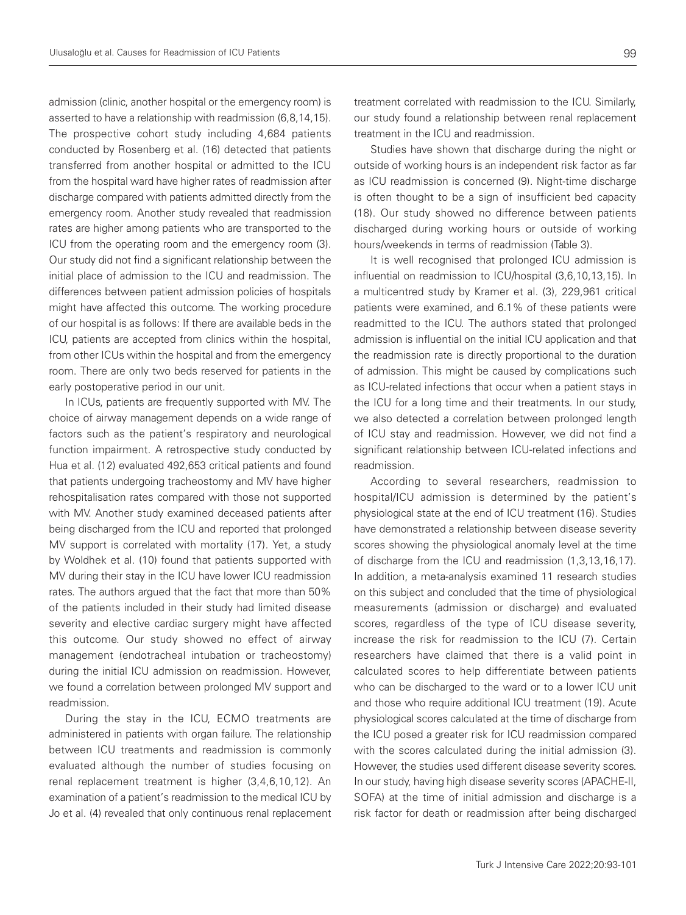admission (clinic, another hospital or the emergency room) is asserted to have a relationship with readmission (6,8,14,15). The prospective cohort study including 4,684 patients conducted by Rosenberg et al. (16) detected that patients transferred from another hospital or admitted to the ICU from the hospital ward have higher rates of readmission after discharge compared with patients admitted directly from the emergency room. Another study revealed that readmission rates are higher among patients who are transported to the ICU from the operating room and the emergency room (3). Our study did not find a significant relationship between the initial place of admission to the ICU and readmission. The differences between patient admission policies of hospitals might have affected this outcome. The working procedure of our hospital is as follows: If there are available beds in the ICU, patients are accepted from clinics within the hospital, from other ICUs within the hospital and from the emergency room. There are only two beds reserved for patients in the early postoperative period in our unit.

In ICUs, patients are frequently supported with MV. The choice of airway management depends on a wide range of factors such as the patient's respiratory and neurological function impairment. A retrospective study conducted by Hua et al. (12) evaluated 492,653 critical patients and found that patients undergoing tracheostomy and MV have higher rehospitalisation rates compared with those not supported with MV. Another study examined deceased patients after being discharged from the ICU and reported that prolonged MV support is correlated with mortality (17). Yet, a study by Woldhek et al. (10) found that patients supported with MV during their stay in the ICU have lower ICU readmission rates. The authors argued that the fact that more than 50% of the patients included in their study had limited disease severity and elective cardiac surgery might have affected this outcome. Our study showed no effect of airway management (endotracheal intubation or tracheostomy) during the initial ICU admission on readmission. However, we found a correlation between prolonged MV support and readmission.

During the stay in the ICU, ECMO treatments are administered in patients with organ failure. The relationship between ICU treatments and readmission is commonly evaluated although the number of studies focusing on renal replacement treatment is higher (3,4,6,10,12). An examination of a patient's readmission to the medical ICU by Jo et al. (4) revealed that only continuous renal replacement treatment correlated with readmission to the ICU. Similarly, our study found a relationship between renal replacement treatment in the ICU and readmission.

Studies have shown that discharge during the night or outside of working hours is an independent risk factor as far as ICU readmission is concerned (9). Night-time discharge is often thought to be a sign of insufficient bed capacity (18). Our study showed no difference between patients discharged during working hours or outside of working hours/weekends in terms of readmission (Table 3).

It is well recognised that prolonged ICU admission is influential on readmission to ICU/hospital (3,6,10,13,15). In a multicentred study by Kramer et al. (3), 229,961 critical patients were examined, and 6.1% of these patients were readmitted to the ICU. The authors stated that prolonged admission is influential on the initial ICU application and that the readmission rate is directly proportional to the duration of admission. This might be caused by complications such as ICU-related infections that occur when a patient stays in the ICU for a long time and their treatments. In our study, we also detected a correlation between prolonged length of ICU stay and readmission. However, we did not find a significant relationship between ICU-related infections and readmission.

According to several researchers, readmission to hospital/ICU admission is determined by the patient's physiological state at the end of ICU treatment (16). Studies have demonstrated a relationship between disease severity scores showing the physiological anomaly level at the time of discharge from the ICU and readmission (1,3,13,16,17). In addition, a meta-analysis examined 11 research studies on this subject and concluded that the time of physiological measurements (admission or discharge) and evaluated scores, regardless of the type of ICU disease severity, increase the risk for readmission to the ICU (7). Certain researchers have claimed that there is a valid point in calculated scores to help differentiate between patients who can be discharged to the ward or to a lower ICU unit and those who require additional ICU treatment (19). Acute physiological scores calculated at the time of discharge from the ICU posed a greater risk for ICU readmission compared with the scores calculated during the initial admission (3). However, the studies used different disease severity scores. In our study, having high disease severity scores (APACHE-II, SOFA) at the time of initial admission and discharge is a risk factor for death or readmission after being discharged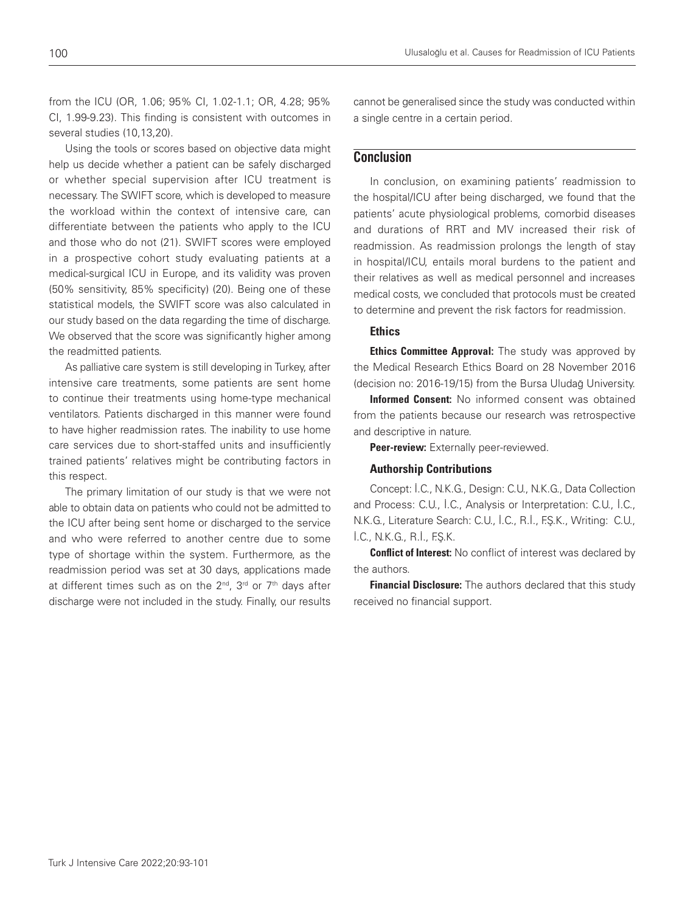from the ICU (OR, 1.06; 95% CI, 1.02-1.1; OR, 4.28; 95% CI, 1.99-9.23). This finding is consistent with outcomes in several studies (10,13,20).

Using the tools or scores based on objective data might help us decide whether a patient can be safely discharged or whether special supervision after ICU treatment is necessary. The SWIFT score, which is developed to measure the workload within the context of intensive care, can differentiate between the patients who apply to the ICU and those who do not (21). SWIFT scores were employed in a prospective cohort study evaluating patients at a medical-surgical ICU in Europe, and its validity was proven (50% sensitivity, 85% specificity) (20). Being one of these statistical models, the SWIFT score was also calculated in our study based on the data regarding the time of discharge. We observed that the score was significantly higher among the readmitted patients.

As palliative care system is still developing in Turkey, after intensive care treatments, some patients are sent home to continue their treatments using home-type mechanical ventilators. Patients discharged in this manner were found to have higher readmission rates. The inability to use home care services due to short-staffed units and insufficiently trained patients' relatives might be contributing factors in this respect.

The primary limitation of our study is that we were not able to obtain data on patients who could not be admitted to the ICU after being sent home or discharged to the service and who were referred to another centre due to some type of shortage within the system. Furthermore, as the readmission period was set at 30 days, applications made at different times such as on the 2nd, 3rd or 7th days after discharge were not included in the study. Finally, our results cannot be generalised since the study was conducted within a single centre in a certain period.

## Conclusion

In conclusion, on examining patients' readmission to the hospital/ICU after being discharged, we found that the patients' acute physiological problems, comorbid diseases and durations of RRT and MV increased their risk of readmission. As readmission prolongs the length of stay in hospital/ICU, entails moral burdens to the patient and their relatives as well as medical personnel and increases medical costs, we concluded that protocols must be created to determine and prevent the risk factors for readmission.

### Ethics

**Ethics Committee Approval:** The study was approved by the Medical Research Ethics Board on 28 November 2016 (decision no: 2016-19/15) from the Bursa Uludağ University.

**Informed Consent:** No informed consent was obtained from the patients because our research was retrospective and descriptive in nature.

**Peer-review:** Externally peer-reviewed.

### Authorship Contributions

Concept: İ.C., N.K.G., Design: C.U., N.K.G., Data Collection and Process: C.U., İ.C., Analysis or Interpretation: C.U., İ.C., N.K.G., Literature Search: C.U., İ.C., R.İ., F.Ş.K., Writing: C.U., İ.C., N.K.G., R.İ., F.Ş.K.

**Conflict of Interest:** No conflict of interest was declared by the authors.

**Financial Disclosure:** The authors declared that this study received no financial support.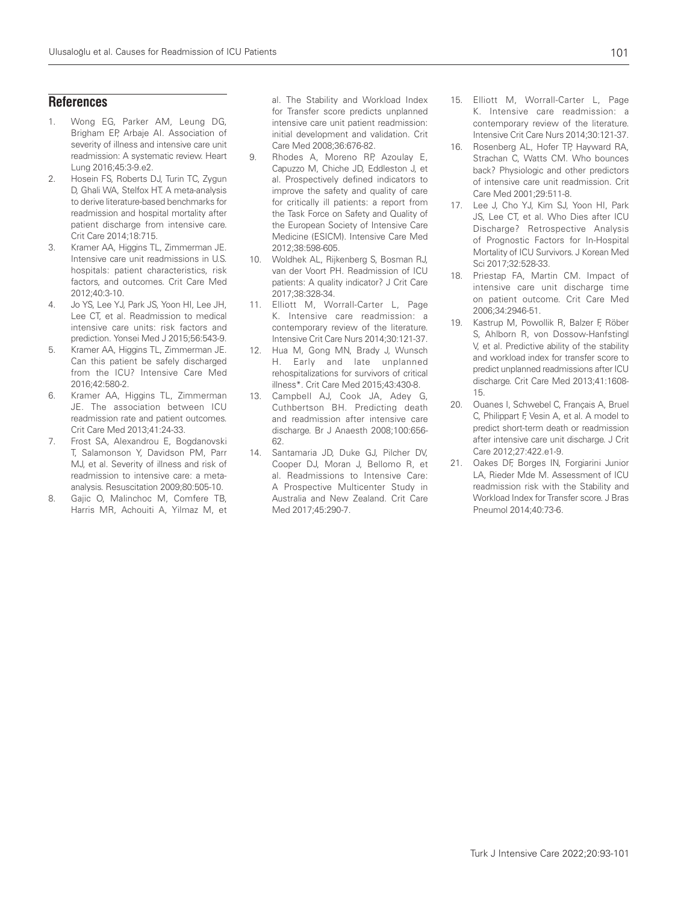## References

1. Wong EG, Parker AM, Leung DG, Brigham EP, Arbaje AI. Association of severity of illness and intensive care unit readmission: A systematic review. Heart Lung 2016;45:3-9.e2.
2. Hosein FS, Roberts DJ, Turin TC, Zygun D, Ghali WA, Stelfox HT. A meta-analysis to derive literature-based benchmarks for readmission and hospital mortality after patient discharge from intensive care. Crit Care 2014;18:715.
3. Kramer AA, Higgins TL, Zimmerman JE. Intensive care unit readmissions in U.S. hospitals: patient characteristics, risk factors, and outcomes. Crit Care Med 2012;40:3-10.
4. Jo YS, Lee YJ, Park JS, Yoon HI, Lee JH, Lee CT, et al. Readmission to medical intensive care units: risk factors and prediction. Yonsei Med J 2015;56:543-9.
5. Kramer AA, Higgins TL, Zimmerman JE. Can this patient be safely discharged from the ICU? Intensive Care Med 2016;42:580-2.
6. Kramer AA, Higgins TL, Zimmerman JE. The association between ICU readmission rate and patient outcomes. Crit Care Med 2013;41:24-33.
7. Frost SA, Alexandrou E, Bogdanovski T, Salamonson Y, Davidson PM, Parr MJ, et al. Severity of illness and risk of readmission to intensive care: a meta-analysis. Resuscitation 2009;80:505-10.
8. Gajic O, Malinchoc M, Comfere TB, Harris MR, Achouiti A, Yilmaz M, et al. The Stability and Workload Index for Transfer score predicts unplanned intensive care unit patient readmission: initial development and validation. Crit Care Med 2008;36:676-82.
9. Rhodes A, Moreno RP, Azoulay E, Capuzzo M, Chiche JD, Eddleston J, et al. Prospectively defined indicators to improve the safety and quality of care for critically ill patients: a report from the Task Force on Safety and Quality of the European Society of Intensive Care Medicine (ESICM). Intensive Care Med 2012;38:598-605.
10. Woldhek AL, Rijkenberg S, Bosman RJ, van der Voort PH. Readmission of ICU patients: A quality indicator? J Crit Care 2017;38:328-34.
11. Elliott M, Worrall-Carter L, Page K. Intensive care readmission: a contemporary review of the literature. Intensive Crit Care Nurs 2014;30:121-37.
12. Hua M, Gong MN, Brady J, Wunsch H. Early and late unplanned rehospitalizations for survivors of critical illness*. Crit Care Med 2015;43:430-8.
13. Campbell AJ, Cook JA, Adey G, Cuthbertson BH. Predicting death and readmission after intensive care discharge. Br J Anaesth 2008;100:656-62.
14. Santamaria JD, Duke GJ, Pilcher DV, Cooper DJ, Moran J, Bellomo R, et al. Readmissions to Intensive Care: A Prospective Multicenter Study in Australia and New Zealand. Crit Care Med 2017;45:290-7.
15. Elliott M, Worrall-Carter L, Page K. Intensive care readmission: a contemporary review of the literature. Intensive Crit Care Nurs 2014;30:121-37.
16. Rosenberg AL, Hofer TP, Hayward RA, Strachan C, Watts CM. Who bounces back? Physiologic and other predictors of intensive care unit readmission. Crit Care Med 2001;29:511-8.
17. Lee J, Cho YJ, Kim SJ, Yoon HI, Park JS, Lee CT, et al. Who Dies after ICU Discharge? Retrospective Analysis of Prognostic Factors for In-Hospital Mortality of ICU Survivors. J Korean Med Sci 2017;32:528-33.
18. Priestap FA, Martin CM. Impact of intensive care unit discharge time on patient outcome. Crit Care Med 2006;34:2946-51.
19. Kastrup M, Powollik R, Balzer F, Röber S, Ahlborn R, von Dossow-Hanfstingl V, et al. Predictive ability of the stability and workload index for transfer score to predict unplanned readmissions after ICU discharge. Crit Care Med 2013;41:1608-15.
20. Ouanes I, Schwebel C, Français A, Bruel C, Philippart F, Vesin A, et al. A model to predict short-term death or readmission after intensive care unit discharge. J Crit Care 2012;27:422.e1-9.
21. Oakes DF, Borges IN, Forgiarini Junior LA, Rieder Mde M. Assessment of ICU readmission risk with the Stability and Workload Index for Transfer score. J Bras Pneumol 2014;40:73-6.